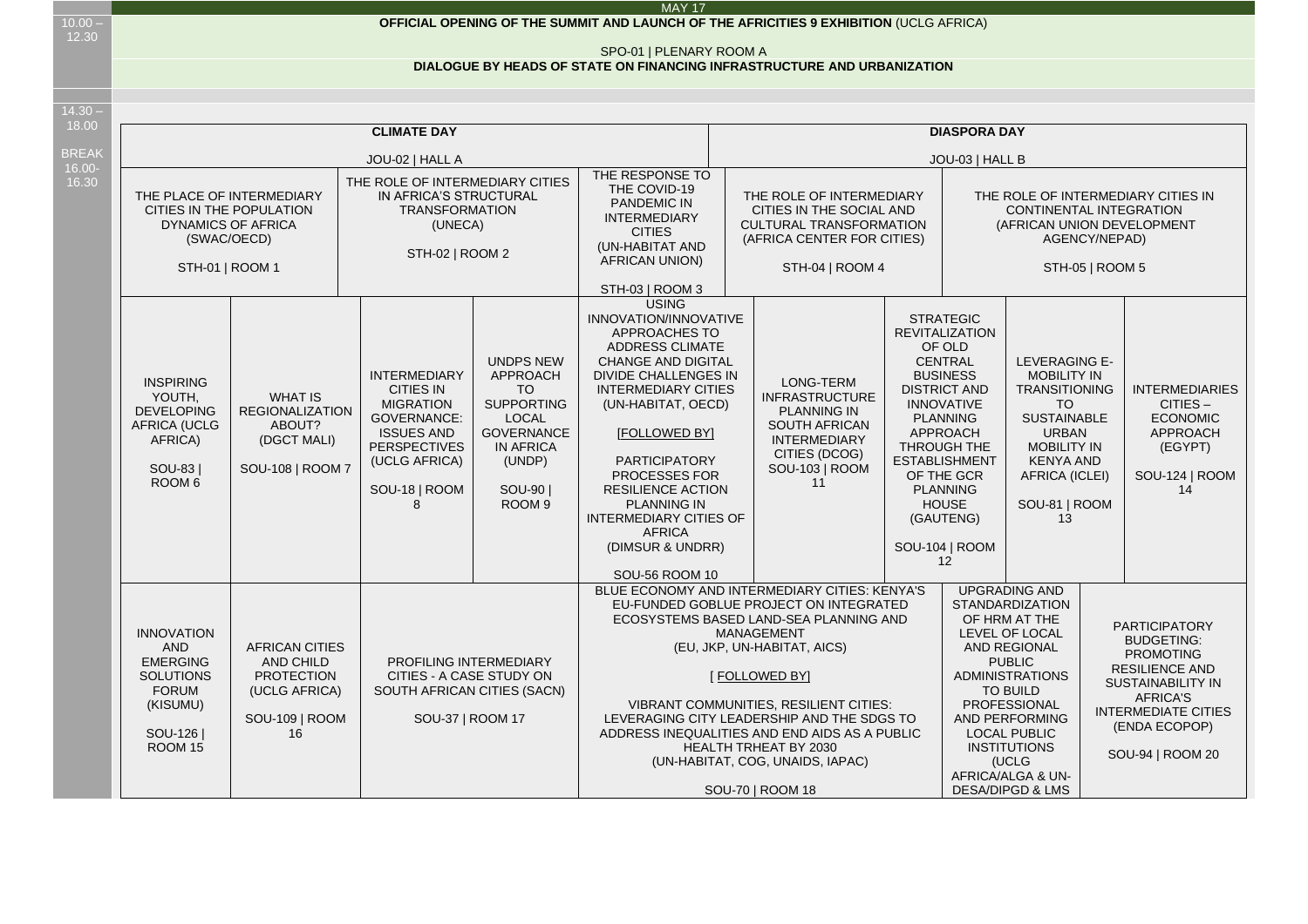## MAY 17

**10.00 – 12.30**

**OFFICIAL OPENING OF THE SUMMIT AND LAUNCH OF THE AFRICITIES 9 EXHIBITION** (UCLG AFRICA)

SPO-01 | PLENARY ROOM A

**DIALOGUE BY HEADS OF STATE ON FINANCING INFRASTRUCTURE AND URBANIZATION**

**14.30 – 18.00**

**BREAK 16.00-16.30**

| **CLIMATE DAY** | | | | | **DIASPORA DAY** | | | | |
|---|---|---|---|---|---|---|---|---|---|
| JOU-02 \| HALL A | | | | | JOU-03 \| HALL B | | | | |
| THE PLACE OF INTERMEDIARY CITIES IN THE POPULATION DYNAMICS OF AFRICA (SWAC/OECD) STH-01 \| ROOM 1 | | THE ROLE OF INTERMEDIARY CITIES IN AFRICA'S STRUCTURAL TRANSFORMATION (UNECA) STH-02 \| ROOM 2 | | THE RESPONSE TO THE COVID-19 PANDEMIC IN INTERMEDIARY CITIES (UN-HABITAT AND AFRICAN UNION) STH-03 \| ROOM 3 | THE ROLE OF INTERMEDIARY CITIES IN THE SOCIAL AND CULTURAL TRANSFORMATION (AFRICA CENTER FOR CITIES) STH-04 \| ROOM 4 | | THE ROLE OF INTERMEDIARY CITIES IN CONTINENTAL INTEGRATION (AFRICAN UNION DEVELOPMENT AGENCY/NEPAD) STH-05 \| ROOM 5 | | |
| INSPIRING YOUTH, DEVELOPING AFRICA (UCLG AFRICA) SOU-83 \| ROOM 6 | WHAT IS REGIONALIZATION ABOUT? (DGCT MALI) SOU-108 \| ROOM 7 | INTERMEDIARY CITIES IN MIGRATION GOVERNANCE: ISSUES AND PERSPECTIVES (UCLG AFRICA) SOU-18 \| ROOM 8 | UNDPS NEW APPROACH TO SUPPORTING LOCAL GOVERNANCE IN AFRICA (UNDP) SOU-90 \| ROOM 9 | USING INNOVATION/INNOVATIVE APPROACHES TO ADDRESS CLIMATE CHANGE AND DIGITAL DIVIDE CHALLENGES IN INTERMEDIARY CITIES (UN-HABITAT, OECD) [FOLLOWED BY] PARTICIPATORY PROCESSES FOR RESILIENCE ACTION PLANNING IN INTERMEDIARY CITIES OF AFRICA (DIMSUR & UNDRR) SOU-56 ROOM 10 | LONG-TERM INFRASTRUCTURE PLANNING IN SOUTH AFRICAN INTERMEDIARY CITIES (DCOG) SOU-103 \| ROOM 11 | STRATEGIC REVITALIZATION OF OLD CENTRAL BUSINESS DISTRICT AND INNOVATIVE PLANNING APPROACH THROUGH THE ESTABLISHMENT OF THE GCR PLANNING HOUSE (GAUTENG) SOU-104 \| ROOM 12 | LEVERAGING E-MOBILITY IN TRANSITIONING TO SUSTAINABLE URBAN MOBILITY IN KENYA AND AFRICA (ICLEI) SOU-81 \| ROOM 13 | INTERMEDIARIES CITIES – ECONOMIC APPROACH (EGYPT) SOU-124 \| ROOM 14 | |
| INNOVATION AND EMERGING SOLUTIONS FORUM (KISUMU) SOU-126 \| ROOM 15 | AFRICAN CITIES AND CHILD PROTECTION (UCLG AFRICA) SOU-109 \| ROOM 16 | PROFILING INTERMEDIARY CITIES - A CASE STUDY ON SOUTH AFRICAN CITIES (SACN) SOU-37 \| ROOM 17 | | BLUE ECONOMY AND INTERMEDIARY CITIES: KENYA'S EU-FUNDED GOBLUE PROJECT ON INTEGRATED ECOSYSTEMS BASED LAND-SEA PLANNING AND MANAGEMENT (EU, JKP, UN-HABITAT, AICS) [ FOLLOWED BY] VIBRANT COMMUNITIES, RESILIENT CITIES: LEVERAGING CITY LEADERSHIP AND THE SDGS TO ADDRESS INEQUALITIES AND END AIDS AS A PUBLIC HEALTH TRHEAT BY 2030 (UN-HABITAT, COG, UNAIDS, IAPAC) SOU-70 \| ROOM 18 | | | UPGRADING AND STANDARDIZATION OF HRM AT THE LEVEL OF LOCAL AND REGIONAL PUBLIC ADMINISTRATIONS TO BUILD PROFESSIONAL AND PERFORMING LOCAL PUBLIC INSTITUTIONS (UCLG AFRICA/ALGA & UN-DESA/DIPGD & LMS | PARTICIPATORY BUDGETING: PROMOTING RESILIENCE AND SUSTAINABILITY IN AFRICA'S INTERMEDIATE CITIES (ENDA ECOPOP) SOU-94 \| ROOM 20 | |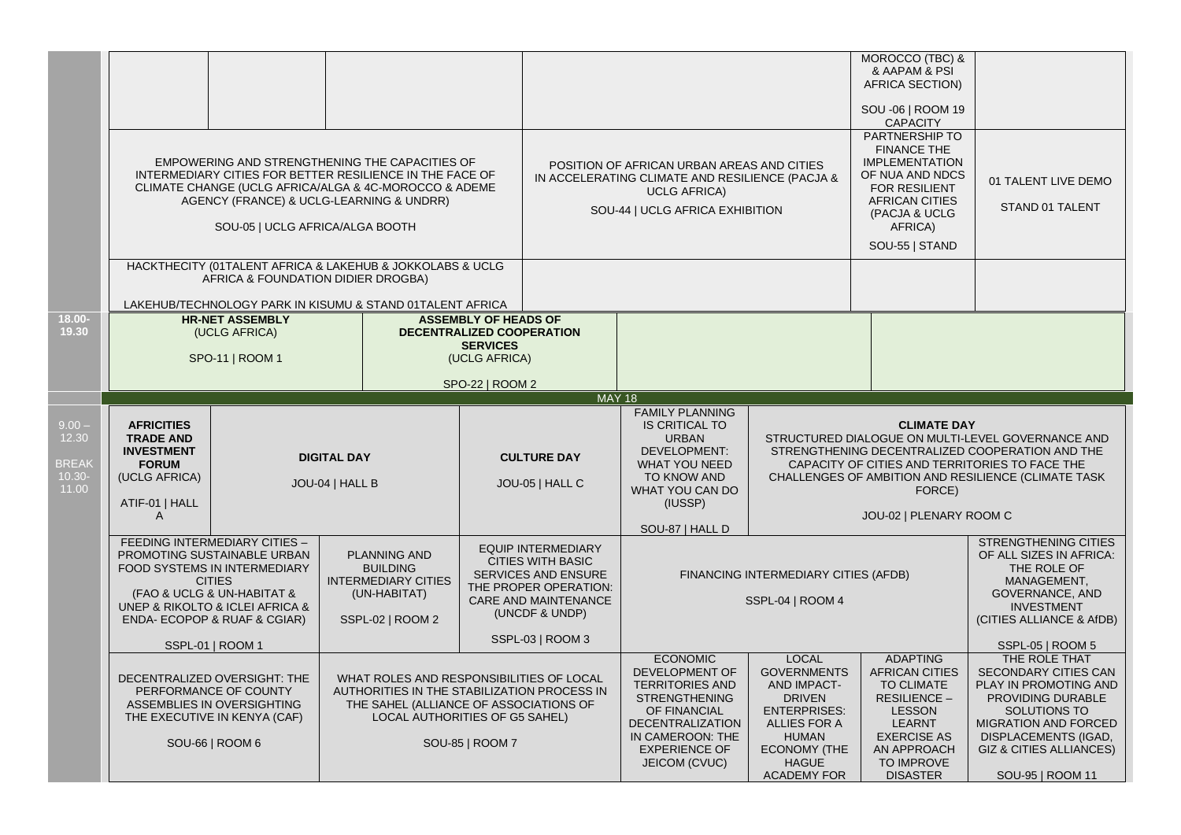| Time | | | | | | | | | |
|---|---|---|---|---|---|---|---|---|---|
| | | | | | | | MOROCCO (TBC) & & AAPAM & PSI AFRICA SECTION)<br><br>SOU -06 \| ROOM 19 CAPACITY | |
| | EMPOWERING AND STRENGTHENING THE CAPACITIES OF INTERMEDIARY CITIES FOR BETTER RESILIENCE IN THE FACE OF CLIMATE CHANGE (UCLG AFRICA/ALGA & 4C-MOROCCO & ADEME AGENCY (FRANCE) & UCLG-LEARNING & UNDRR)<br><br>SOU-05 \| UCLG AFRICA/ALGA BOOTH | | | POSITION OF AFRICAN URBAN AREAS AND CITIES IN ACCELERATING CLIMATE AND RESILIENCE (PACJA & UCLG AFRICA)<br><br>SOU-44 \| UCLG AFRICA EXHIBITION | | | PARTNERSHIP TO FINANCE THE IMPLEMENTATION OF NUA AND NDCS FOR RESILIENT AFRICAN CITIES (PACJA & UCLG AFRICA)<br><br>SOU-55 \| STAND | 01 TALENT LIVE DEMO<br><br>STAND 01 TALENT |
| | HACKTHECITY (01TALENT AFRICA & LAKEHUB & JOKKOLABS & UCLG AFRICA & FOUNDATION DIDIER DROGBA)<br><br>LAKEHUB/TECHNOLOGY PARK IN KISUMU & STAND 01TALENT AFRICA | | | | | | | |
| 18.00-19.30 | **HR-NET ASSEMBLY** (UCLG AFRICA)<br><br>SPO-11 \| ROOM 1 | | **ASSEMBLY OF HEADS OF DECENTRALIZED COOPERATION SERVICES** (UCLG AFRICA)<br><br>SPO-22 \| ROOM 2 | | | | | |
| | MAY 18 | | | | | | | |
| 9.00 – 12.30<br><br>BREAK 10.30-11.00 | **AFRICITIES TRADE AND INVESTMENT FORUM** (UCLG AFRICA)<br><br>ATIF-01 \| HALL A | **DIGITAL DAY**<br><br>JOU-04 \| HALL B | | **CULTURE DAY**<br><br>JOU-05 \| HALL C | FAMILY PLANNING IS CRITICAL TO URBAN DEVELOPMENT: WHAT YOU NEED TO KNOW AND WHAT YOU CAN DO (IUSSP)<br><br>SOU-87 \| HALL D | **CLIMATE DAY**<br>STRUCTURED DIALOGUE ON MULTI-LEVEL GOVERNANCE AND STRENGTHENING DECENTRALIZED COOPERATION AND THE CAPACITY OF CITIES AND TERRITORIES TO FACE THE CHALLENGES OF AMBITION AND RESILIENCE (CLIMATE TASK FORCE)<br><br>JOU-02 \| PLENARY ROOM C | | | |
| | FEEDING INTERMEDIARY CITIES – PROMOTING SUSTAINABLE URBAN FOOD SYSTEMS IN INTERMEDIARY CITIES (FAO & UCLG & UN-HABITAT & UNEP & RIKOLTO & ICLEI AFRICA & ENDA- ECOPOP & RUAF & CGIAR)<br><br>SSPL-01 \| ROOM 1 | | PLANNING AND BUILDING INTERMEDIARY CITIES (UN-HABITAT)<br><br>SSPL-02 \| ROOM 2 | EQUIP INTERMEDIARY CITIES WITH BASIC SERVICES AND ENSURE THE PROPER OPERATION: CARE AND MAINTENANCE (UNCDF & UNDP)<br><br>SSPL-03 \| ROOM 3 | FINANCING INTERMEDIARY CITIES (AFDB)<br><br>SSPL-04 \| ROOM 4 | | | STRENGTHENING CITIES OF ALL SIZES IN AFRICA: THE ROLE OF MANAGEMENT, GOVERNANCE, AND INVESTMENT (CITIES ALLIANCE & AfDB)<br><br>SSPL-05 \| ROOM 5 |
| | DECENTRALIZED OVERSIGHT: THE PERFORMANCE OF COUNTY ASSEMBLIES IN OVERSIGHTING THE EXECUTIVE IN KENYA (CAF)<br><br>SOU-66 \| ROOM 6 | | WHAT ROLES AND RESPONSIBILITIES OF LOCAL AUTHORITIES IN THE STABILIZATION PROCESS IN THE SAHEL (ALLIANCE OF ASSOCIATIONS OF LOCAL AUTHORITIES OF G5 SAHEL)<br><br>SOU-85 \| ROOM 7 | | ECONOMIC DEVELOPMENT OF TERRITORIES AND STRENGTHENING OF FINANCIAL DECENTRALIZATION IN CAMEROON: THE EXPERIENCE OF JEICOM (CVUC) | LOCAL GOVERNMENTS AND IMPACT-DRIVEN ENTERPRISES: ALLIES FOR A HUMAN ECONOMY (THE HAGUE ACADEMY FOR | ADAPTING AFRICAN CITIES TO CLIMATE RESILIENCE – LESSON LEARNT EXERCISE AS AN APPROACH TO IMPROVE DISASTER | THE ROLE THAT SECONDARY CITIES CAN PLAY IN PROMOTING AND PROVIDING DURABLE SOLUTIONS TO MIGRATION AND FORCED DISPLACEMENTS (IGAD, GIZ & CITIES ALLIANCES)<br><br>SOU-95 \| ROOM 11 |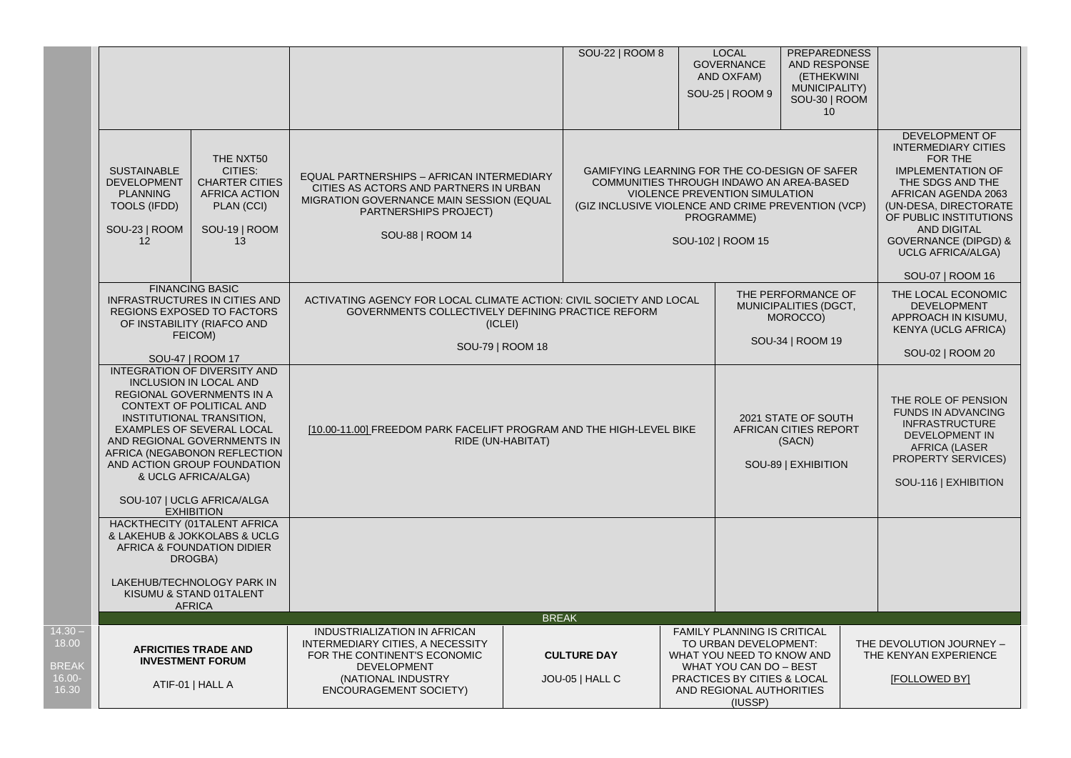| | | | | | | | | |
|---|---|---|---|---|---|---|---|---|
| | | | | SOU-22 \| ROOM 8 | LOCAL GOVERNANCE AND OXFAM) SOU-25 \| ROOM 9 | PREPAREDNESS AND RESPONSE (ETHEKWINI MUNICIPALITY) SOU-30 \| ROOM 10 | | |
| | SUSTAINABLE DEVELOPMENT PLANNING TOOLS (IFDD) SOU-23 \| ROOM 12 | THE NXT50 CITIES: CHARTER CITIES AFRICA ACTION PLAN (CCI) SOU-19 \| ROOM 13 | EQUAL PARTNERSHIPS – AFRICAN INTERMEDIARY CITIES AS ACTORS AND PARTNERS IN URBAN MIGRATION GOVERNANCE MAIN SESSION (EQUAL PARTNERSHIPS PROJECT) SOU-88 \| ROOM 14 | GAMIFYING LEARNING FOR THE CO-DESIGN OF SAFER COMMUNITIES THROUGH INDAWO AN AREA-BASED VIOLENCE PREVENTION SIMULATION (GIZ INCLUSIVE VIOLENCE AND CRIME PREVENTION (VCP) PROGRAMME) SOU-102 \| ROOM 15 | | | DEVELOPMENT OF INTERMEDIARY CITIES FOR THE IMPLEMENTATION OF THE SDGS AND THE AFRICAN AGENDA 2063 (UN-DESA, DIRECTORATE OF PUBLIC INSTITUTIONS AND DIGITAL GOVERNANCE (DIPGD) & UCLG AFRICA/ALGA) SOU-07 \| ROOM 16 | |
| | FINANCING BASIC INFRASTRUCTURES IN CITIES AND REGIONS EXPOSED TO FACTORS OF INSTABILITY (RIAFCO AND FEICOM) SOU-47 \| ROOM 17 | | ACTIVATING AGENCY FOR LOCAL CLIMATE ACTION: CIVIL SOCIETY AND LOCAL GOVERNMENTS COLLECTIVELY DEFINING PRACTICE REFORM (ICLEI) SOU-79 \| ROOM 18 | | | THE PERFORMANCE OF MUNICIPALITIES (DGCT, MOROCCO) SOU-34 \| ROOM 19 | THE LOCAL ECONOMIC DEVELOPMENT APPROACH IN KISUMU, KENYA (UCLG AFRICA) SOU-02 \| ROOM 20 | |
| | INTEGRATION OF DIVERSITY AND INCLUSION IN LOCAL AND REGIONAL GOVERNMENTS IN A CONTEXT OF POLITICAL AND INSTITUTIONAL TRANSITION, EXAMPLES OF SEVERAL LOCAL AND REGIONAL GOVERNMENTS IN AFRICA (NEGABONON REFLECTION AND ACTION GROUP FOUNDATION & UCLG AFRICA/ALGA) SOU-107 \| UCLG AFRICA/ALGA EXHIBITION | | [10.00-11.00] FREEDOM PARK FACELIFT PROGRAM AND THE HIGH-LEVEL BIKE RIDE (UN-HABITAT) | | | 2021 STATE OF SOUTH AFRICAN CITIES REPORT (SACN) SOU-89 \| EXHIBITION | THE ROLE OF PENSION FUNDS IN ADVANCING INFRASTRUCTURE DEVELOPMENT IN AFRICA (LASER PROPERTY SERVICES) SOU-116 \| EXHIBITION | |
| | HACKTHECITY (01TALENT AFRICA & LAKEHUB & JOKKOLABS & UCLG AFRICA & FOUNDATION DIDIER DROGBA) LAKEHUB/TECHNOLOGY PARK IN KISUMU & STAND 01TALENT AFRICA | | | | | | | |
| | BREAK | | | | | | | |
| 14.30 – 18.00 BREAK 16.00-16.30 | **AFRICITIES TRADE AND INVESTMENT FORUM** ATIF-01 \| HALL A | | INDUSTRIALIZATION IN AFRICAN INTERMEDIARY CITIES, A NECESSITY FOR THE CONTINENT'S ECONOMIC DEVELOPMENT (NATIONAL INDUSTRY ENCOURAGEMENT SOCIETY) | **CULTURE DAY** JOU-05 \| HALL C | FAMILY PLANNING IS CRITICAL TO URBAN DEVELOPMENT: WHAT YOU NEED TO KNOW AND WHAT YOU CAN DO – BEST PRACTICES BY CITIES & LOCAL AND REGIONAL AUTHORITIES (IUSSP) | | THE DEVOLUTION JOURNEY – THE KENYAN EXPERIENCE [FOLLOWED BY] | |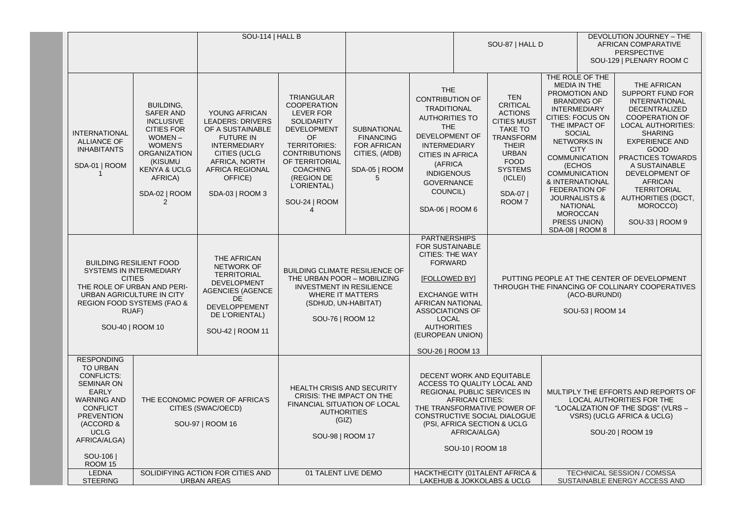| | | | | | | | | | |
|---|---|---|---|---|---|---|---|---|---|
| | | SOU-114 \| HALL B | | | | SOU-87 \| HALL D | | | DEVOLUTION JOURNEY – THE AFRICAN COMPARATIVE PERSPECTIVE SOU-129 \| PLENARY ROOM C |
| INTERNATIONAL ALLIANCE OF INHABITANTS<br><br>SDA-01 \| ROOM 1 | BUILDING, SAFER AND INCLUSIVE CITIES FOR WOMEN – WOMEN'S ORGANIZATION (KISUMU KENYA & UCLG AFRICA)<br><br>SDA-02 \| ROOM 2 | YOUNG AFRICAN LEADERS: DRIVERS OF A SUSTAINABLE FUTURE IN INTERMEDIARY CITIES (UCLG AFRICA, NORTH AFRICA REGIONAL OFFICE)<br><br>SDA-03 \| ROOM 3 | TRIANGULAR COOPERATION LEVER FOR SOLIDARITY DEVELOPMENT OF TERRITORIES: CONTRIBUTIONS OF TERRITORIAL COACHING (REGION DE L'ORIENTAL)<br><br>SOU-24 \| ROOM 4 | SUBNATIONAL FINANCING FOR AFRICAN CITIES, (AfDB)<br><br>SDA-05 \| ROOM 5 | THE CONTRIBUTION OF TRADITIONAL AUTHORITIES TO THE DEVELOPMENT OF INTERMEDIARY CITIES IN AFRICA (AFRICA INDIGENOUS GOVERNANCE COUNCIL)<br><br>SDA-06 \| ROOM 6 | TEN CRITICAL ACTIONS CITIES MUST TAKE TO TRANSFORM THEIR URBAN FOOD SYSTEMS (ICLEI)<br><br>SDA-07 \| ROOM 7 | THE ROLE OF THE MEDIA IN THE PROMOTION AND BRANDING OF INTERMEDIARY CITIES: FOCUS ON THE IMPACT OF SOCIAL NETWORKS IN CITY COMMUNICATION (ECHOS COMMUNICATION & INTERNATIONAL FEDERATION OF JOURNALISTS & NATIONAL MOROCCAN PRESS UNION)<br>SDA-08 \| ROOM 8 | | THE AFRICAN SUPPORT FUND FOR INTERNATIONAL DECENTRALIZED COOPERATION OF LOCAL AUTHORITIES: SHARING EXPERIENCE AND GOOD PRACTICES TOWARDS A SUSTAINABLE DEVELOPMENT OF AFRICAN TERRITORIAL AUTHORITIES (DGCT, MOROCCO)<br><br>SOU-33 \| ROOM 9 |
| BUILDING RESILIENT FOOD SYSTEMS IN INTERMEDIARY CITIES<br>THE ROLE OF URBAN AND PERI-URBAN AGRICULTURE IN CITY REGION FOOD SYSTEMS (FAO & RUAF)<br><br>SOU-40 \| ROOM 10 | | THE AFRICAN NETWORK OF TERRITORIAL DEVELOPMENT AGENCIES (AGENCE DE DEVELOPPEMENT DE L'ORIENTAL)<br><br>SOU-42 \| ROOM 11 | BUILDING CLIMATE RESILIENCE OF THE URBAN POOR – MOBILIZING INVESTMENT IN RESILIENCE WHERE IT MATTERS (SDHUD, UN-HABITAT)<br><br>SOU-76 \| ROOM 12 | | PARTNERSHIPS FOR SUSTAINABLE CITIES: THE WAY FORWARD<br><br>[FOLLOWED BY]<br><br>EXCHANGE WITH AFRICAN NATIONAL ASSOCIATIONS OF LOCAL AUTHORITIES (EUROPEAN UNION)<br><br>SOU-26 \| ROOM 13 | PUTTING PEOPLE AT THE CENTER OF DEVELOPMENT THROUGH THE FINANCING OF COLLINARY COOPERATIVES (ACO-BURUNDI)<br><br>SOU-53 \| ROOM 14 | | | |
| RESPONDING TO URBAN CONFLICTS: SEMINAR ON EARLY WARNING AND CONFLICT PREVENTION (ACCORD & UCLG AFRICA/ALGA)<br><br>SOU-106 \| ROOM 15 | THE ECONOMIC POWER OF AFRICA'S CITIES (SWAC/OECD)<br><br>SOU-97 \| ROOM 16 | | HEALTH CRISIS AND SECURITY CRISIS: THE IMPACT ON THE FINANCIAL SITUATION OF LOCAL AUTHORITIES (GIZ)<br><br>SOU-98 \| ROOM 17 | | DECENT WORK AND EQUITABLE ACCESS TO QUALITY LOCAL AND REGIONAL PUBLIC SERVICES IN AFRICAN CITIES: THE TRANSFORMATIVE POWER OF CONSTRUCTIVE SOCIAL DIALOGUE (PSI, AFRICA SECTION & UCLG AFRICA/ALGA)<br><br>SOU-10 \| ROOM 18 | | MULTIPLY THE EFFORTS AND REPORTS OF LOCAL AUTHORITIES FOR THE "LOCALIZATION OF THE SDGS" (VLRS – VSRS) (UCLG AFRICA & UCLG)<br><br>SOU-20 \| ROOM 19 | | |
| LEDNA STEERING | SOLIDIFYING ACTION FOR CITIES AND URBAN AREAS | | 01 TALENT LIVE DEMO | | HACKTHECITY (01TALENT AFRICA & LAKEHUB & JOKKOLABS & UCLG | | TECHNICAL SESSION / COMSSA SUSTAINABLE ENERGY ACCESS AND | | |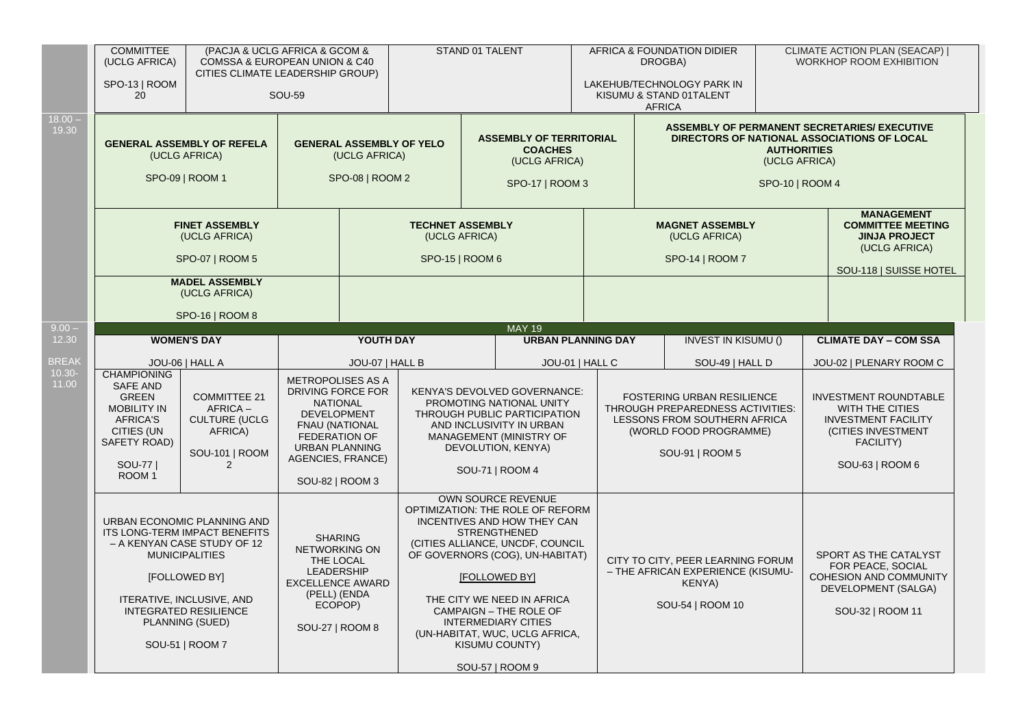| Time | | | | | |
|---|---|---|---|---|---|
| | COMMITTEE (UCLG AFRICA) SPO-13 \| ROOM 20 | (PACJA & UCLG AFRICA & GCOM & COMSSA & EUROPEAN UNION & C40 CITIES CLIMATE LEADERSHIP GROUP) SOU-59 | STAND 01 TALENT | AFRICA & FOUNDATION DIDIER DROGBA) LAKEHUB/TECHNOLOGY PARK IN KISUMU & STAND 01TALENT AFRICA | CLIMATE ACTION PLAN (SEACAP) \| WORKHOP ROOM EXHIBITION |
| 18.00 – 19.30 | **GENERAL ASSEMBLY OF REFELA** (UCLG AFRICA) SPO-09 \| ROOM 1 | **GENERAL ASSEMBLY OF YELO** (UCLG AFRICA) SPO-08 \| ROOM 2 | **ASSEMBLY OF TERRITORIAL COACHES** (UCLG AFRICA) SPO-17 \| ROOM 3 | **ASSEMBLY OF PERMANENT SECRETARIES/ EXECUTIVE DIRECTORS OF NATIONAL ASSOCIATIONS OF LOCAL AUTHORITIES** (UCLG AFRICA) SPO-10 \| ROOM 4 | |
| | **FINET ASSEMBLY** (UCLG AFRICA) SPO-07 \| ROOM 5 | **TECHNET ASSEMBLY** (UCLG AFRICA) SPO-15 \| ROOM 6 | **MAGNET ASSEMBLY** (UCLG AFRICA) SPO-14 \| ROOM 7 | **MANAGEMENT COMMITTEE MEETING JINJA PROJECT** (UCLG AFRICA) SOU-118 \| SUISSE HOTEL | |
| | **MADEL ASSEMBLY** (UCLG AFRICA) SPO-16 \| ROOM 8 | | | | |

| Time | MAY 19 | | | | | |
|---|---|---|---|---|---|---|
| 9.00 – 12.30 BREAK 10.30- 11.00 | **WOMEN'S DAY** JOU-06 \| HALL A | **YOUTH DAY** JOU-07 \| HALL B | | **URBAN PLANNING DAY** JOU-01 \| HALL C | INVEST IN KISUMU () SOU-49 \| HALL D | **CLIMATE DAY – COM SSA** JOU-02 \| PLENARY ROOM C |
| | CHAMPIONING SAFE AND GREEN MOBILITY IN AFRICA'S CITIES (UN SAFETY ROAD) SOU-77 \| ROOM 1 / COMMITTEE 21 AFRICA – CULTURE (UCLG AFRICA) SOU-101 \| ROOM 2 | METROPOLISES AS A DRIVING FORCE FOR NATIONAL DEVELOPMENT FNAU (NATIONAL FEDERATION OF URBAN PLANNING AGENCIES, FRANCE) SOU-82 \| ROOM 3 | KENYA'S DEVOLVED GOVERNANCE: PROMOTING NATIONAL UNITY THROUGH PUBLIC PARTICIPATION AND INCLUSIVITY IN URBAN MANAGEMENT (MINISTRY OF DEVOLUTION, KENYA) SOU-71 \| ROOM 4 | | FOSTERING URBAN RESILIENCE THROUGH PREPAREDNESS ACTIVITIES: LESSONS FROM SOUTHERN AFRICA (WORLD FOOD PROGRAMME) SOU-91 \| ROOM 5 | INVESTMENT ROUNDTABLE WITH THE CITIES INVESTMENT FACILITY (CITIES INVESTMENT FACILITY) SOU-63 \| ROOM 6 |
| | URBAN ECONOMIC PLANNING AND ITS LONG-TERM IMPACT BENEFITS – A KENYAN CASE STUDY OF 12 MUNICIPALITIES [FOLLOWED BY] ITERATIVE, INCLUSIVE, AND INTEGRATED RESILIENCE PLANNING (SUED) SOU-51 \| ROOM 7 | SHARING NETWORKING ON THE LOCAL LEADERSHIP EXCELLENCE AWARD (PELL) (ENDA ECOPOP) SOU-27 \| ROOM 8 | OWN SOURCE REVENUE OPTIMIZATION: THE ROLE OF REFORM INCENTIVES AND HOW THEY CAN STRENGTHENED (CITIES ALLIANCE, UNCDF, COUNCIL OF GOVERNORS (COG), UN-HABITAT) [FOLLOWED BY] THE CITY WE NEED IN AFRICA CAMPAIGN – THE ROLE OF INTERMEDIARY CITIES (UN-HABITAT, WUC, UCLG AFRICA, KISUMU COUNTY) SOU-57 \| ROOM 9 | | CITY TO CITY, PEER LEARNING FORUM – THE AFRICAN EXPERIENCE (KISUMU-KENYA) SOU-54 \| ROOM 10 | SPORT AS THE CATALYST FOR PEACE, SOCIAL COHESION AND COMMUNITY DEVELOPMENT (SALGA) SOU-32 \| ROOM 11 |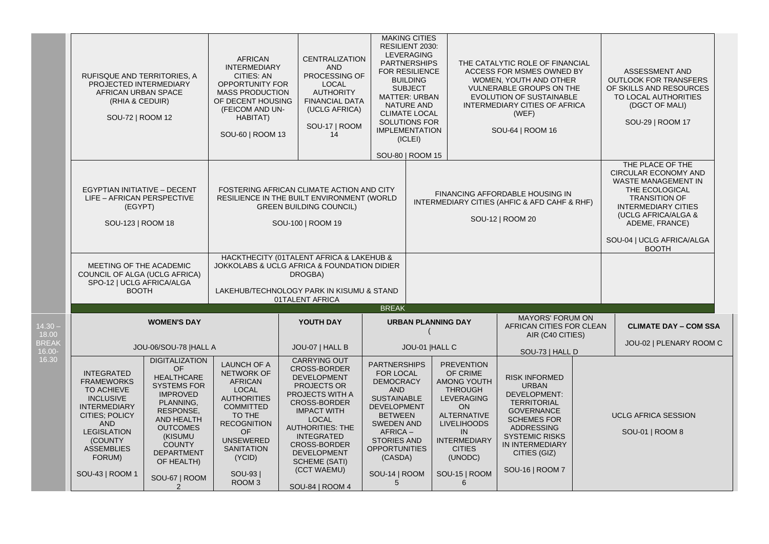| | | | | | | | | | |
|---|---|---|---|---|---|---|---|---|---|
| | RUFISQUE AND TERRITORIES, A PROJECTED INTERMEDIARY AFRICAN URBAN SPACE (RHIA & CEDUIR)<br>SOU-72 \| ROOM 12 | | AFRICAN INTERMEDIARY CITIES: AN OPPORTUNITY FOR MASS PRODUCTION OF DECENT HOUSING (FEICOM AND UN-HABITAT)<br>SOU-60 \| ROOM 13 | CENTRALIZATION AND PROCESSING OF LOCAL AUTHORITY FINANCIAL DATA (UCLG AFRICA)<br>SOU-17 \| ROOM 14 | MAKING CITIES RESILIENT 2030: LEVERAGING PARTNERSHIPS FOR RESILIENCE BUILDING SUBJECT MATTER: URBAN NATURE AND CLIMATE LOCAL SOLUTIONS FOR IMPLEMENTATION (ICLEI)<br>SOU-80 \| ROOM 15 | | THE CATALYTIC ROLE OF FINANCIAL ACCESS FOR MSMES OWNED BY WOMEN, YOUTH AND OTHER VULNERABLE GROUPS ON THE EVOLUTION OF SUSTAINABLE INTERMEDIARY CITIES OF AFRICA (WEF)<br>SOU-64 \| ROOM 16 | | ASSESSMENT AND OUTLOOK FOR TRANSFERS OF SKILLS AND RESOURCES TO LOCAL AUTHORITIES (DGCT OF MALI)<br>SOU-29 \| ROOM 17 |
| | EGYPTIAN INITIATIVE – DECENT LIFE – AFRICAN PERSPECTIVE (EGYPT)<br>SOU-123 \| ROOM 18 | | FOSTERING AFRICAN CLIMATE ACTION AND CITY RESILIENCE IN THE BUILT ENVIRONMENT (WORLD GREEN BUILDING COUNCIL)<br>SOU-100 \| ROOM 19 | | | FINANCING AFFORDABLE HOUSING IN INTERMEDIARY CITIES (AHFIC & AFD CAHF & RHF)<br>SOU-12 \| ROOM 20 | | | THE PLACE OF THE CIRCULAR ECONOMY AND WASTE MANAGEMENT IN THE ECOLOGICAL TRANSITION OF INTERMEDIARY CITIES (UCLG AFRICA/ALGA & ADEME, FRANCE)<br>SOU-04 \| UCLG AFRICA/ALGA BOOTH |
| | MEETING OF THE ACADEMIC COUNCIL OF ALGA (UCLG AFRICA) SPO-12 \| UCLG AFRICA/ALGA BOOTH | | HACKTHECITY (01TALENT AFRICA & LAKEHUB & JOKKOLABS & UCLG AFRICA & FOUNDATION DIDIER DROGBA)<br>LAKEHUB/TECHNOLOGY PARK IN KISUMU & STAND 01TALENT AFRICA | | | | | | |
| | BREAK | | | | | | | | |
| 14.30 – 18.00<br>BREAK 16.00-16.30 | **WOMEN'S DAY**<br>JOU-06/SOU-78 \|HALL A | | | **YOUTH DAY**<br>JOU-07 \| HALL B | **URBAN PLANNING DAY** (<br>JOU-01 \|HALL C | | **MAYORS' FORUM ON AFRICAN CITIES FOR CLEAN AIR (C40 CITIES)**<br>SOU-73 \| HALL D | | **CLIMATE DAY – COM SSA**<br>JOU-02 \| PLENARY ROOM C |
| | INTEGRATED FRAMEWORKS TO ACHIEVE INCLUSIVE INTERMEDIARY CITIES; POLICY AND LEGISLATION (COUNTY ASSEMBLIES FORUM)<br>SOU-43 \| ROOM 1 | DIGITALIZATION OF HEALTHCARE SYSTEMS FOR IMPROVED PLANNING, RESPONSE, AND HEALTH OUTCOMES (KISUMU COUNTY DEPARTMENT OF HEALTH)<br>SOU-67 \| ROOM 2 | LAUNCH OF A NETWORK OF AFRICAN LOCAL AUTHORITIES COMMITTED TO THE RECOGNITION OF UNSEWERED SANITATION (YCID)<br>SOU-93 \| ROOM 3 | CARRYING OUT CROSS-BORDER DEVELOPMENT PROJECTS OR PROJECTS WITH A CROSS-BORDER IMPACT WITH LOCAL AUTHORITIES: THE INTEGRATED CROSS-BORDER DEVELOPMENT SCHEME (SATI) (CCT WAEMU)<br>SOU-84 \| ROOM 4 | PARTNERSHIPS FOR LOCAL DEMOCRACY AND SUSTAINABLE DEVELOPMENT BETWEEN SWEDEN AND AFRICA – STORIES AND OPPORTUNITIES (CASDA)<br>SOU-14 \| ROOM 5 | PREVENTION OF CRIME AMONG YOUTH THROUGH LEVERAGING ON ALTERNATIVE LIVELIHOODS IN INTERMEDIARY CITIES (UNODC)<br>SOU-15 \| ROOM 6 | RISK INFORMED URBAN DEVELOPMENT: TERRITORIAL GOVERNANCE SCHEMES FOR ADDRESSING SYSTEMIC RISKS IN INTERMEDIARY CITIES (GIZ)<br>SOU-16 \| ROOM 7 | | UCLG AFRICA SESSION<br>SOU-01 \| ROOM 8 |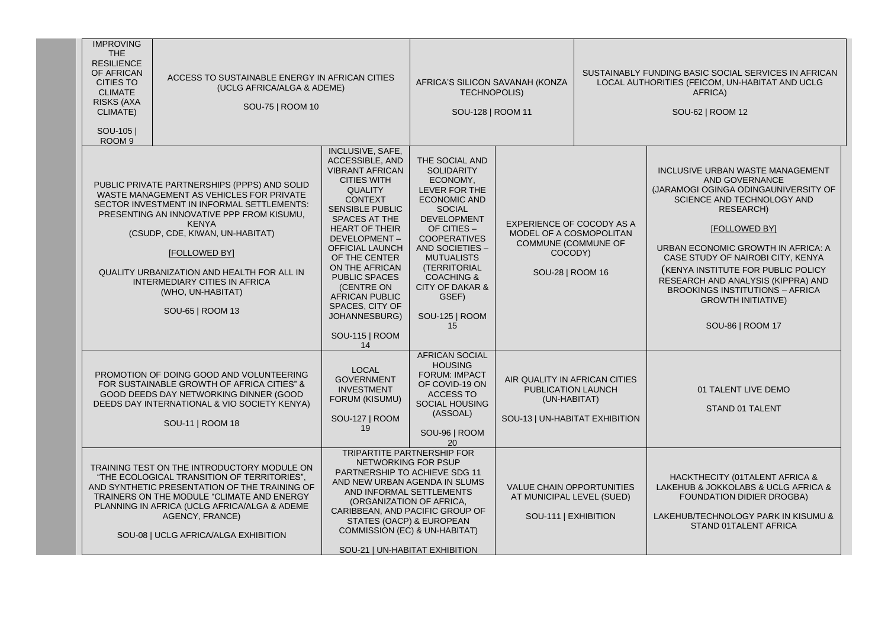| | | | | |
|---|---|---|---|---|
| IMPROVING THE RESILIENCE OF AFRICAN CITIES TO CLIMATE RISKS (AXA CLIMATE)<br><br>SOU-105 \| ROOM 9 | ACCESS TO SUSTAINABLE ENERGY IN AFRICAN CITIES (UCLG AFRICA/ALGA & ADEME)<br><br>SOU-75 \| ROOM 10 | AFRICA'S SILICON SAVANAH (KONZA TECHNOPOLIS)<br><br>SOU-128 \| ROOM 11 | SUSTAINABLY FUNDING BASIC SOCIAL SERVICES IN AFRICAN LOCAL AUTHORITIES (FEICOM, UN-HABITAT AND UCLG AFRICA)<br><br>SOU-62 \| ROOM 12 | |

| | | | | |
|---|---|---|---|---|
| PUBLIC PRIVATE PARTNERSHIPS (PPPS) AND SOLID WASTE MANAGEMENT AS VEHICLES FOR PRIVATE SECTOR INVESTMENT IN INFORMAL SETTLEMENTS: PRESENTING AN INNOVATIVE PPP FROM KISUMU, KENYA (CSUDP, CDE, KIWAN, UN-HABITAT)<br><br>[FOLLOWED BY]<br><br>QUALITY URBANIZATION AND HEALTH FOR ALL IN INTERMEDIARY CITIES IN AFRICA (WHO, UN-HABITAT)<br><br>SOU-65 \| ROOM 13 | INCLUSIVE, SAFE, ACCESSIBLE, AND VIBRANT AFRICAN CITIES WITH QUALITY CONTEXT SENSIBLE PUBLIC SPACES AT THE HEART OF THEIR DEVELOPMENT – OFFICIAL LAUNCH OF THE CENTER ON THE AFRICAN PUBLIC SPACES (CENTRE ON AFRICAN PUBLIC SPACES, CITY OF JOHANNESBURG)<br><br>SOU-115 \| ROOM 14 | THE SOCIAL AND SOLIDARITY ECONOMY, LEVER FOR THE ECONOMIC AND SOCIAL DEVELOPMENT OF CITIES – COOPERATIVES AND SOCIETIES – MUTUALISTS (TERRITORIAL COACHING & CITY OF DAKAR & GSEF)<br><br>SOU-125 \| ROOM 15 | EXPERIENCE OF COCODY AS A MODEL OF A COSMOPOLITAN COMMUNE (COMMUNE OF COCODY)<br><br>SOU-28 \| ROOM 16 | INCLUSIVE URBAN WASTE MANAGEMENT AND GOVERNANCE (JARAMOGI OGINGA ODINGAUNIVERSITY OF SCIENCE AND TECHNOLOGY AND RESEARCH)<br><br>[FOLLOWED BY]<br><br>URBAN ECONOMIC GROWTH IN AFRICA: A CASE STUDY OF NAIROBI CITY, KENYA (KENYA INSTITUTE FOR PUBLIC POLICY RESEARCH AND ANALYSIS (KIPPRA) AND BROOKINGS INSTITUTIONS – AFRICA GROWTH INITIATIVE)<br><br>SOU-86 \| ROOM 17 |
| PROMOTION OF DOING GOOD AND VOLUNTEERING FOR SUSTAINABLE GROWTH OF AFRICA CITIES" & GOOD DEEDS DAY NETWORKING DINNER (GOOD DEEDS DAY INTERNATIONAL & VIO SOCIETY KENYA)<br><br>SOU-11 \| ROOM 18 | LOCAL GOVERNMENT INVESTMENT FORUM (KISUMU)<br><br>SOU-127 \| ROOM 19 | AFRICAN SOCIAL HOUSING FORUM: IMPACT OF COVID-19 ON ACCESS TO SOCIAL HOUSING (ASSOAL)<br><br>SOU-96 \| ROOM 20 | AIR QUALITY IN AFRICAN CITIES PUBLICATION LAUNCH (UN-HABITAT)<br><br>SOU-13 \| UN-HABITAT EXHIBITION | 01 TALENT LIVE DEMO<br><br>STAND 01 TALENT |
| TRAINING TEST ON THE INTRODUCTORY MODULE ON "THE ECOLOGICAL TRANSITION OF TERRITORIES", AND SYNTHETIC PRESENTATION OF THE TRAINING OF TRAINERS ON THE MODULE "CLIMATE AND ENERGY PLANNING IN AFRICA (UCLG AFRICA/ALGA & ADEME AGENCY, FRANCE)<br><br>SOU-08 \| UCLG AFRICA/ALGA EXHIBITION | TRIPARTITE PARTNERSHIP FOR NETWORKING FOR PSUP PARTNERSHIP TO ACHIEVE SDG 11 AND NEW URBAN AGENDA IN SLUMS AND INFORMAL SETTLEMENTS (ORGANIZATION OF AFRICA, CARIBBEAN, AND PACIFIC GROUP OF STATES (OACP) & EUROPEAN COMMISSION (EC) & UN-HABITAT)<br><br>SOU-21 \| UN-HABITAT EXHIBITION | | VALUE CHAIN OPPORTUNITIES AT MUNICIPAL LEVEL (SUED)<br><br>SOU-111 \| EXHIBITION | HACKTHECITY (01TALENT AFRICA & LAKEHUB & JOKKOLABS & UCLG AFRICA & FOUNDATION DIDIER DROGBA)<br><br>LAKEHUB/TECHNOLOGY PARK IN KISUMU & STAND 01TALENT AFRICA |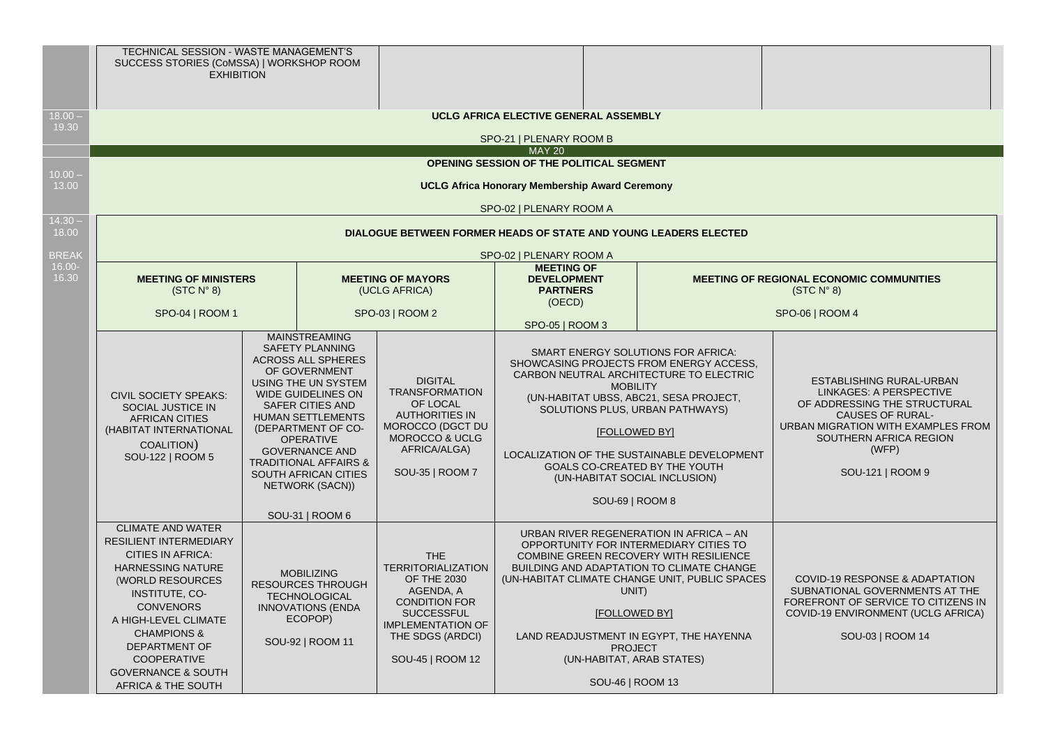| | | | | | |
|---|---|---|---|---|---|
| | TECHNICAL SESSION - WASTE MANAGEMENT'S SUCCESS STORIES (CoMSSA) \| WORKSHOP ROOM EXHIBITION | | | | |
| 18.00 – 19.30 | **UCLG AFRICA ELECTIVE GENERAL ASSEMBLY**<br><br>SPO-21 \| PLENARY ROOM B | | | | |
| | MAY 20 | | | | |
| 10.00 – 13.00 | **OPENING SESSION OF THE POLITICAL SEGMENT**<br><br>**UCLG Africa Honorary Membership Award Ceremony**<br><br>SPO-02 \| PLENARY ROOM A | | | | |
| 14.30 – 18.00<br><br>BREAK 16.00-16.30 | **DIALOGUE BETWEEN FORMER HEADS OF STATE AND YOUNG LEADERS ELECTED**<br><br>SPO-02 \| PLENARY ROOM A | | | | |
| | **MEETING OF MINISTERS** (STC N° 8)<br><br>SPO-04 \| ROOM 1 | **MEETING OF MAYORS** (UCLG AFRICA)<br><br>SPO-03 \| ROOM 2 | | **MEETING OF DEVELOPMENT PARTNERS** (OECD)<br><br>SPO-05 \| ROOM 3 | **MEETING OF REGIONAL ECONOMIC COMMUNITIES** (STC N° 8)<br><br>SPO-06 \| ROOM 4 |
| | CIVIL SOCIETY SPEAKS: SOCIAL JUSTICE IN AFRICAN CITIES (HABITAT INTERNATIONAL COALITION)<br>SOU-122 \| ROOM 5 | MAINSTREAMING SAFETY PLANNING ACROSS ALL SPHERES OF GOVERNMENT USING THE UN SYSTEM WIDE GUIDELINES ON SAFER CITIES AND HUMAN SETTLEMENTS (DEPARTMENT OF CO-OPERATIVE GOVERNANCE AND TRADITIONAL AFFAIRS & SOUTH AFRICAN CITIES NETWORK (SACN))<br><br>SOU-31 \| ROOM 6 | DIGITAL TRANSFORMATION OF LOCAL AUTHORITIES IN MOROCCO (DGCT DU MOROCCO & UCLG AFRICA/ALGA)<br><br>SOU-35 \| ROOM 7 | SMART ENERGY SOLUTIONS FOR AFRICA: SHOWCASING PROJECTS FROM ENERGY ACCESS, CARBON NEUTRAL ARCHITECTURE TO ELECTRIC MOBILITY<br>(UN-HABITAT UBSS, ABC21, SESA PROJECT, SOLUTIONS PLUS, URBAN PATHWAYS)<br><br>[FOLLOWED BY]<br><br>LOCALIZATION OF THE SUSTAINABLE DEVELOPMENT GOALS CO-CREATED BY THE YOUTH<br>(UN-HABITAT SOCIAL INCLUSION)<br><br>SOU-69 \| ROOM 8 | ESTABLISHING RURAL-URBAN LINKAGES: A PERSPECTIVE OF ADDRESSING THE STRUCTURAL CAUSES OF RURAL-URBAN MIGRATION WITH EXAMPLES FROM SOUTHERN AFRICA REGION<br>(WFP)<br><br>SOU-121 \| ROOM 9 |
| | CLIMATE AND WATER RESILIENT INTERMEDIARY CITIES IN AFRICA: HARNESSING NATURE (WORLD RESOURCES INSTITUTE, CO-CONVENORS A HIGH-LEVEL CLIMATE CHAMPIONS & DEPARTMENT OF COOPERATIVE GOVERNANCE & SOUTH AFRICA & THE SOUTH | MOBILIZING RESOURCES THROUGH TECHNOLOGICAL INNOVATIONS (ENDA ECOPOP)<br><br>SOU-92 \| ROOM 11 | THE TERRITORIALIZATION OF THE 2030 AGENDA, A CONDITION FOR SUCCESSFUL IMPLEMENTATION OF THE SDGS (ARDCI)<br><br>SOU-45 \| ROOM 12 | URBAN RIVER REGENERATION IN AFRICA – AN OPPORTUNITY FOR INTERMEDIARY CITIES TO COMBINE GREEN RECOVERY WITH RESILIENCE BUILDING AND ADAPTATION TO CLIMATE CHANGE<br>(UN-HABITAT CLIMATE CHANGE UNIT, PUBLIC SPACES UNIT)<br><br>[FOLLOWED BY]<br><br>LAND READJUSTMENT IN EGYPT, THE HAYENNA PROJECT<br>(UN-HABITAT, ARAB STATES)<br><br>SOU-46 \| ROOM 13 | COVID-19 RESPONSE & ADAPTATION SUBNATIONAL GOVERNMENTS AT THE FOREFRONT OF SERVICE TO CITIZENS IN COVID-19 ENVIRONMENT (UCLG AFRICA)<br><br>SOU-03 \| ROOM 14 |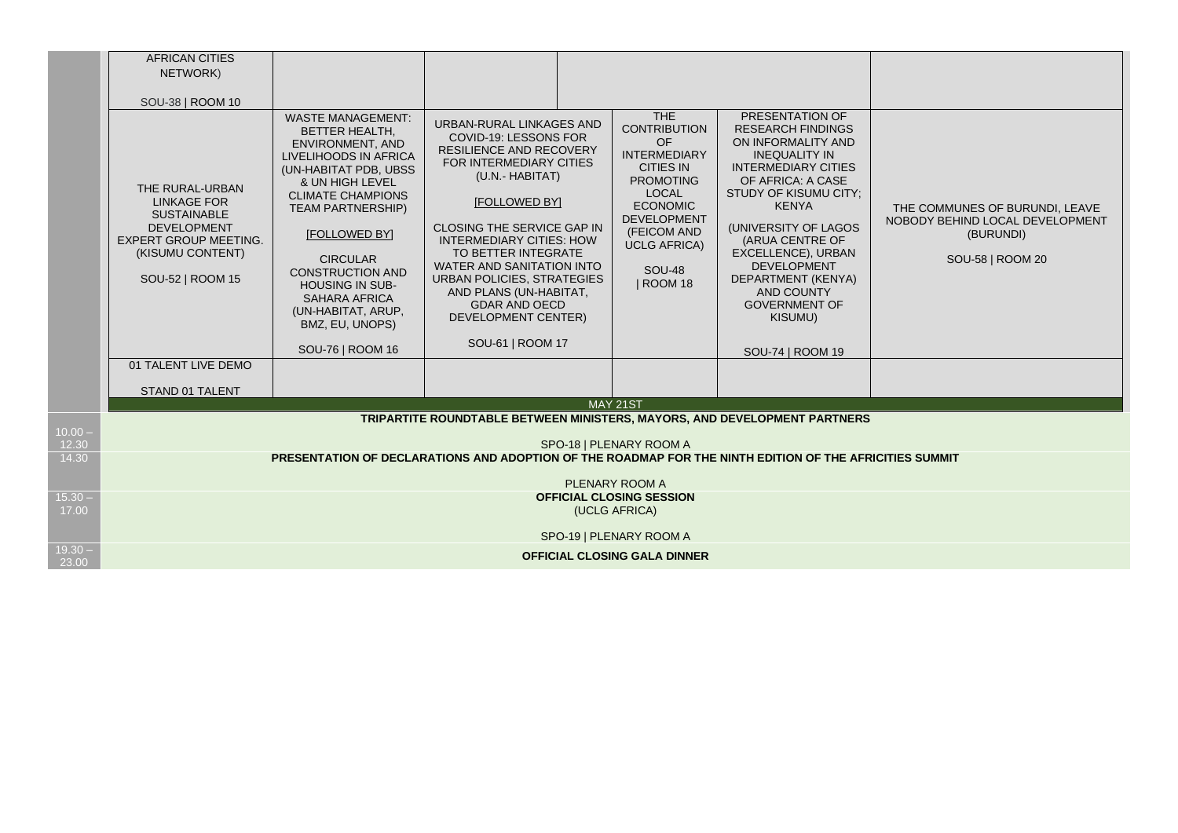| | | | | | | |
|---|---|---|---|---|---|---|
| | AFRICAN CITIES NETWORK)<br><br>SOU-38 \| ROOM 10 | | | | | |
| | THE RURAL-URBAN LINKAGE FOR SUSTAINABLE DEVELOPMENT EXPERT GROUP MEETING. (KISUMU CONTENT)<br><br>SOU-52 \| ROOM 15 | WASTE MANAGEMENT: BETTER HEALTH, ENVIRONMENT, AND LIVELIHOODS IN AFRICA (UN-HABITAT PDB, UBSS & UN HIGH LEVEL CLIMATE CHAMPIONS TEAM PARTNERSHIP)<br><br>[FOLLOWED BY]<br><br>CIRCULAR CONSTRUCTION AND HOUSING IN SUB-SAHARA AFRICA (UN-HABITAT, ARUP, BMZ, EU, UNOPS)<br><br>SOU-76 \| ROOM 16 | URBAN-RURAL LINKAGES AND COVID-19: LESSONS FOR RESILIENCE AND RECOVERY FOR INTERMEDIARY CITIES (U.N.- HABITAT)<br><br>[FOLLOWED BY]<br><br>CLOSING THE SERVICE GAP IN INTERMEDIARY CITIES: HOW TO BETTER INTEGRATE WATER AND SANITATION INTO URBAN POLICIES, STRATEGIES AND PLANS (UN-HABITAT, GDAR AND OECD DEVELOPMENT CENTER)<br><br>SOU-61 \| ROOM 17 | THE CONTRIBUTION OF INTERMEDIARY CITIES IN PROMOTING LOCAL ECONOMIC DEVELOPMENT (FEICOM AND UCLG AFRICA)<br><br>SOU-48 \| ROOM 18 | PRESENTATION OF RESEARCH FINDINGS ON INFORMALITY AND INEQUALITY IN INTERMEDIARY CITIES OF AFRICA: A CASE STUDY OF KISUMU CITY; KENYA<br><br>(UNIVERSITY OF LAGOS (ARUA CENTRE OF EXCELLENCE), URBAN DEVELOPMENT DEPARTMENT (KENYA) AND COUNTY GOVERNMENT OF KISUMU)<br><br>SOU-74 \| ROOM 19 | THE COMMUNES OF BURUNDI, LEAVE NOBODY BEHIND LOCAL DEVELOPMENT (BURUNDI)<br><br>SOU-58 \| ROOM 20 |
| | 01 TALENT LIVE DEMO<br><br>STAND 01 TALENT | | | | | |
| | MAY 21ST | | | | | |
| 10.00 – 12.30 | **TRIPARTITE ROUNDTABLE BETWEEN MINISTERS, MAYORS, AND DEVELOPMENT PARTNERS**<br><br>SPO-18 \| PLENARY ROOM A | | | | | |
| 14.30 | **PRESENTATION OF DECLARATIONS AND ADOPTION OF THE ROADMAP FOR THE NINTH EDITION OF THE AFRICITIES SUMMIT**<br><br>PLENARY ROOM A | | | | | |
| 15.30 – 17.00 | **OFFICIAL CLOSING SESSION**<br>(UCLG AFRICA)<br><br>SPO-19 \| PLENARY ROOM A | | | | | |
| 19.30 – 23.00 | **OFFICIAL CLOSING GALA DINNER** | | | | | |